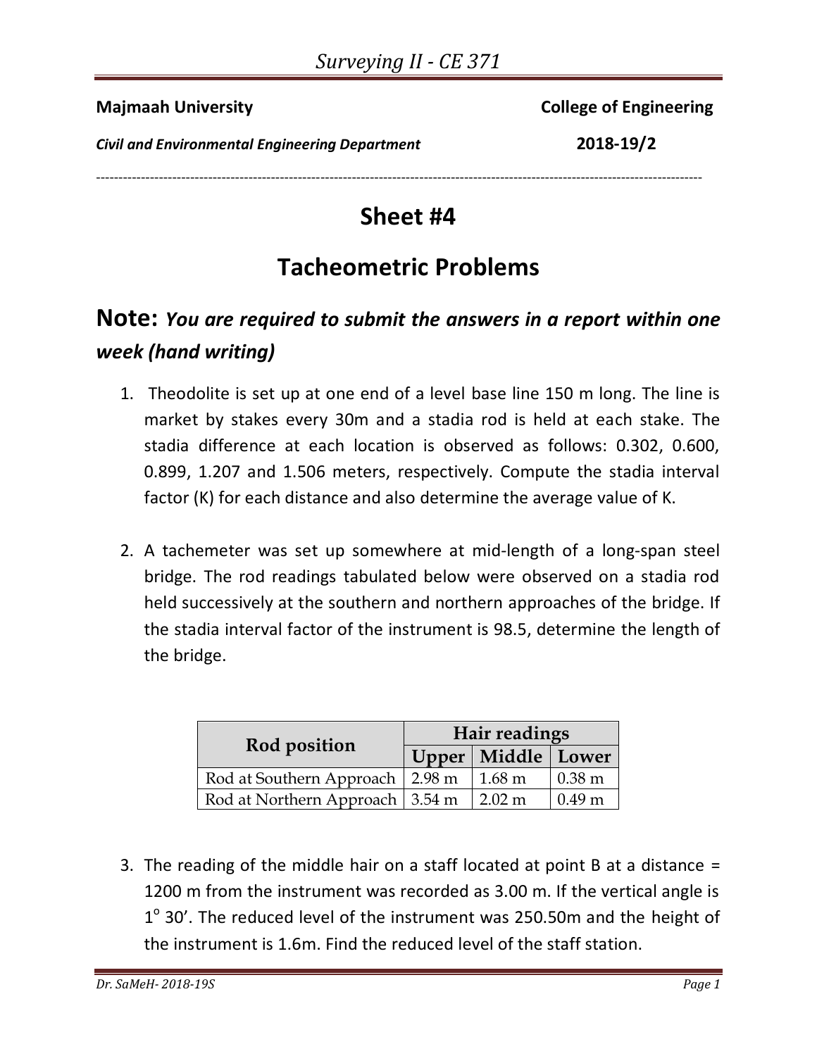**Majmaah University** **College of Engineering**

***Civil and Environmental Engineering Department*** **2018-19/2**

---

# Sheet #4

# Tacheometric Problems

## Note: *You are required to submit the answers in a report within one week (hand writing)*

1. Theodolite is set up at one end of a level base line 150 m long. The line is market by stakes every 30m and a stadia rod is held at each stake. The stadia difference at each location is observed as follows: 0.302, 0.600, 0.899, 1.207 and 1.506 meters, respectively. Compute the stadia interval factor (K) for each distance and also determine the average value of K.

2. A tachemeter was set up somewhere at mid-length of a long-span steel bridge. The rod readings tabulated below were observed on a stadia rod held successively at the southern and northern approaches of the bridge. If the stadia interval factor of the instrument is 98.5, determine the length of the bridge.

| Rod position | Hair readings | | |
|---|---|---|---|
| | Upper | Middle | Lower |
| Rod at Southern Approach | 2.98 m | 1.68 m | 0.38 m |
| Rod at Northern Approach | 3.54 m | 2.02 m | 0.49 m |

3. The reading of the middle hair on a staff located at point B at a distance = 1200 m from the instrument was recorded as 3.00 m. If the vertical angle is $1^{o}\ 30'$. The reduced level of the instrument was 250.50m and the height of the instrument is 1.6m. Find the reduced level of the staff station.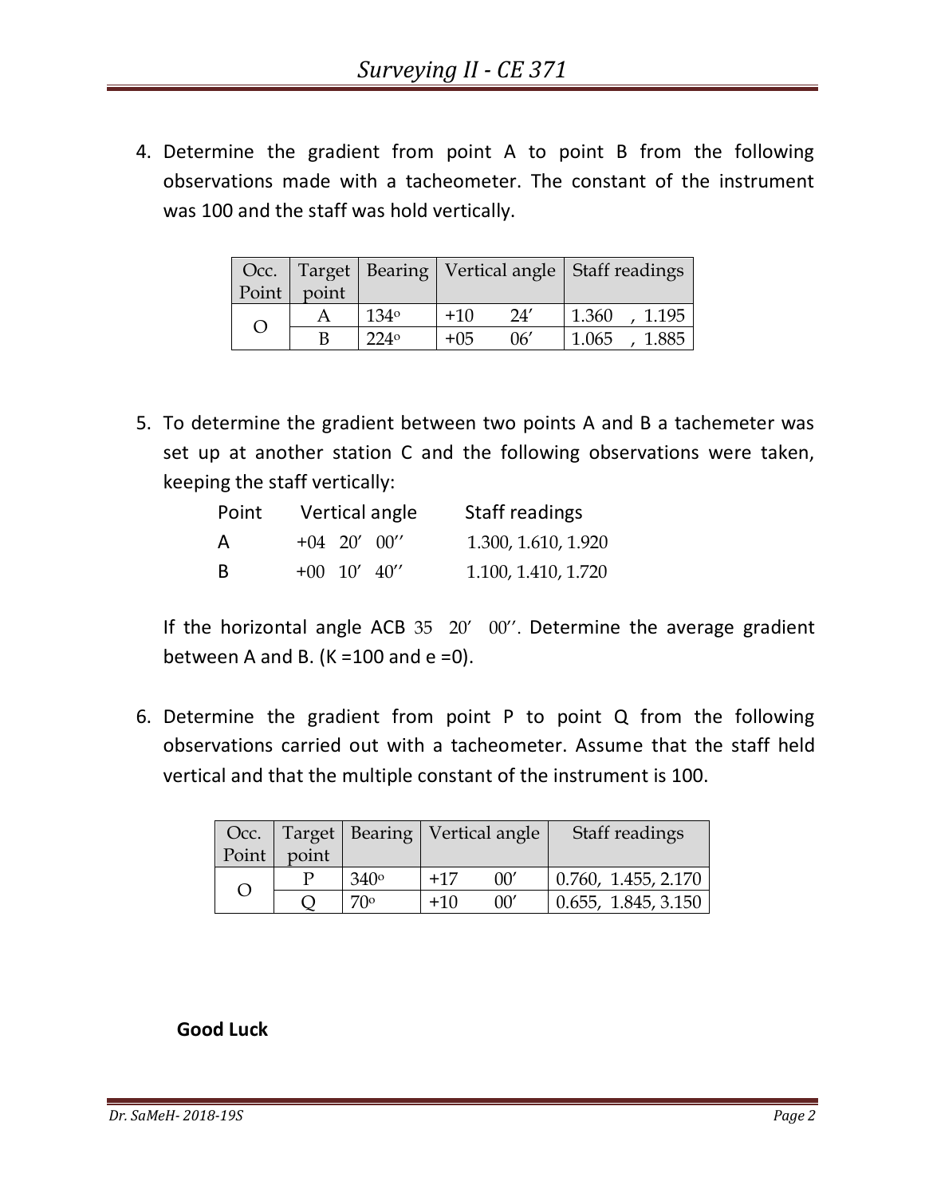4. Determine the gradient from point A to point B from the following observations made with a tacheometer. The constant of the instrument was 100 and the staff was hold vertically.

| Occ. Point | Target point | Bearing | Vertical angle | Staff readings |
|---|---|---|---|---|
| O | A | 134° | +10 24′ | 1.360 , 1.195 |
| | B | 224° | +05 06′ | 1.065 , 1.885 |

5. To determine the gradient between two points A and B a tachemeter was set up at another station C and the following observations were taken, keeping the staff vertically:

| Point | Vertical angle | Staff readings |
|---|---|---|
| A | +04 20′ 00′′ | 1.300, 1.610, 1.920 |
| B | +00 10′ 40′′ | 1.100, 1.410, 1.720 |

If the horizontal angle ACB 35 20′ 00′′. Determine the average gradient between A and B. (K =100 and e =0).

6. Determine the gradient from point P to point Q from the following observations carried out with a tacheometer. Assume that the staff held vertical and that the multiple constant of the instrument is 100.

| Occ. Point | Target point | Bearing | Vertical angle | Staff readings |
|---|---|---|---|---|
| O | P | 340° | +17 00′ | 0.760, 1.455, 2.170 |
| | Q | 70° | +10 00′ | 0.655, 1.845, 3.150 |

**Good Luck**